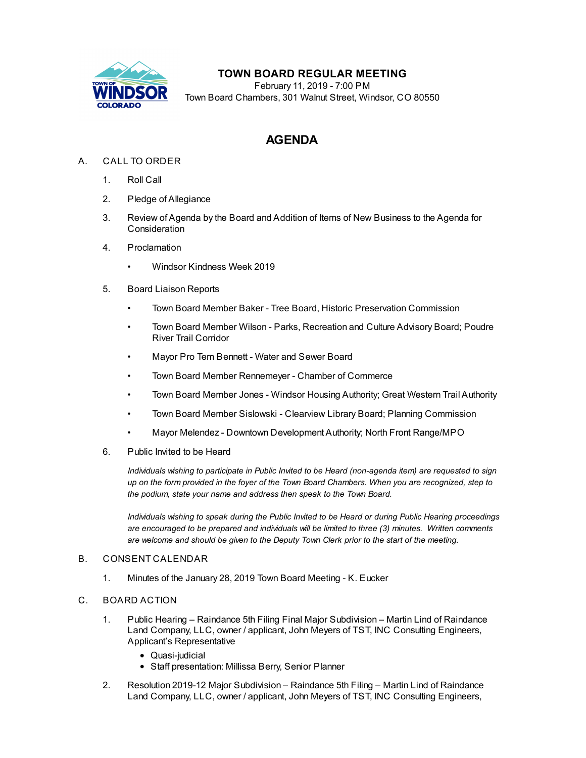# TOWN BOARD REGULAR MEETING

February 11, 2019 - 7:00 PM
Town Board Chambers, 301 Walnut Street, Windsor, CO 80550

## AGENDA

A. CALL TO ORDER

1. Roll Call
2. Pledge of Allegiance
3. Review of Agenda by the Board and Addition of Items of New Business to the Agenda for Consideration
4. Proclamation
   - Windsor Kindness Week 2019
5. Board Liaison Reports
   - Town Board Member Baker - Tree Board, Historic Preservation Commission
   - Town Board Member Wilson - Parks, Recreation and Culture Advisory Board; Poudre River Trail Corridor
   - Mayor Pro Tem Bennett - Water and Sewer Board
   - Town Board Member Rennemeyer - Chamber of Commerce
   - Town Board Member Jones - Windsor Housing Authority; Great Western Trail Authority
   - Town Board Member Sislowski - Clearview Library Board; Planning Commission
   - Mayor Melendez - Downtown Development Authority; North Front Range/MPO
6. Public Invited to be Heard

   *Individuals wishing to participate in Public Invited to be Heard (non-agenda item) are requested to sign up on the form provided in the foyer of the Town Board Chambers. When you are recognized, step to the podium, state your name and address then speak to the Town Board.*

   *Individuals wishing to speak during the Public Invited to be Heard or during Public Hearing proceedings are encouraged to be prepared and individuals will be limited to three (3) minutes. Written comments are welcome and should be given to the Deputy Town Clerk prior to the start of the meeting.*

B. CONSENT CALENDAR

1. Minutes of the January 28, 2019 Town Board Meeting - K. Eucker

C. BOARD ACTION

1. Public Hearing – Raindance 5th Filing Final Major Subdivision – Martin Lind of Raindance Land Company, LLC, owner / applicant, John Meyers of TST, INC Consulting Engineers, Applicant's Representative
   - Quasi-judicial
   - Staff presentation: Millissa Berry, Senior Planner
2. Resolution 2019-12 Major Subdivision – Raindance 5th Filing – Martin Lind of Raindance Land Company, LLC, owner / applicant, John Meyers of TST, INC Consulting Engineers,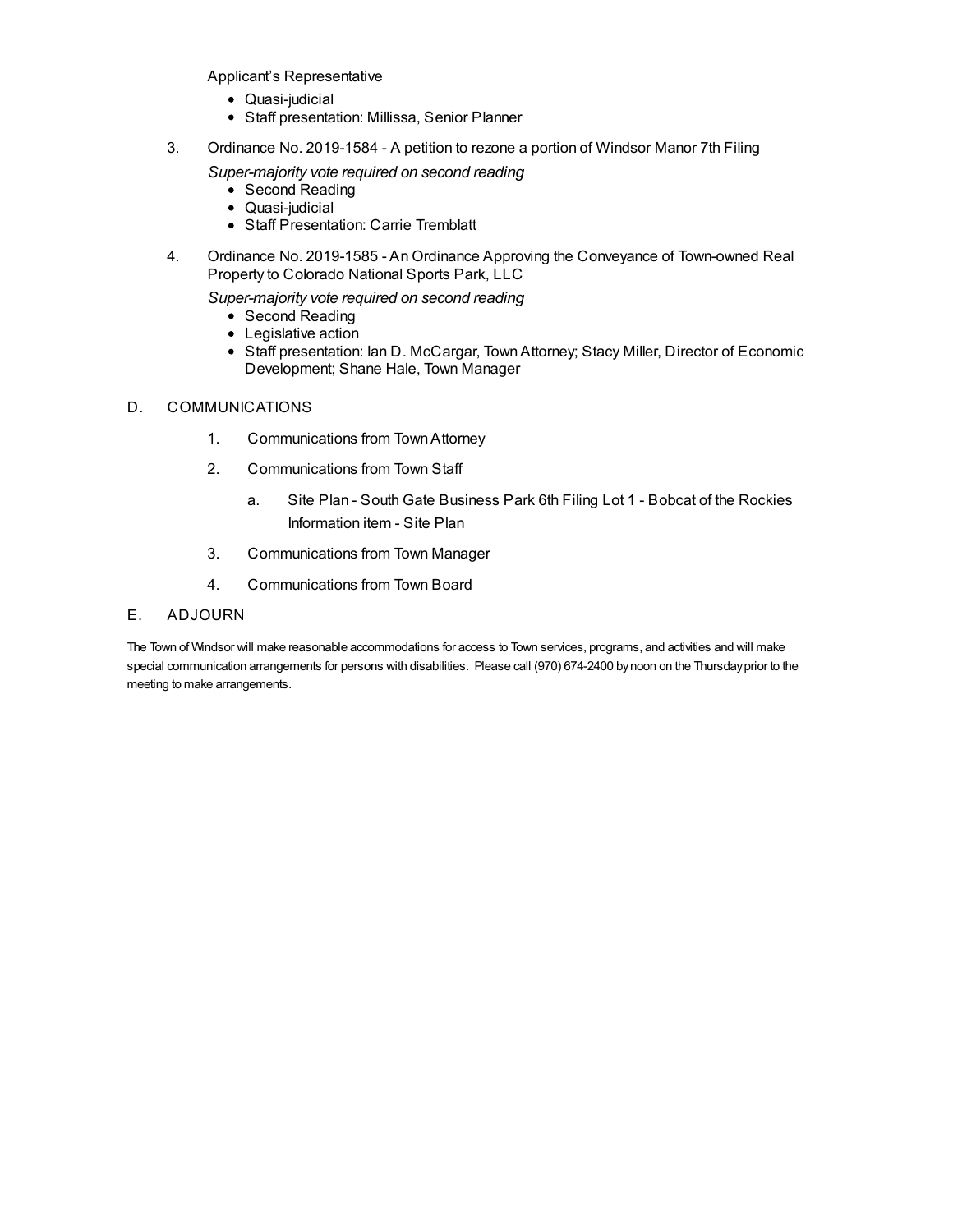Applicant's Representative

- Quasi-judicial
- Staff presentation: Millissa, Senior Planner

3. Ordinance No. 2019-1584 - A petition to rezone a portion of Windsor Manor 7th Filing

   *Super-majority vote required on second reading*

   - Second Reading
   - Quasi-judicial
   - Staff Presentation: Carrie Tremblatt

4. Ordinance No. 2019-1585 - An Ordinance Approving the Conveyance of Town-owned Real Property to Colorado National Sports Park, LLC

   *Super-majority vote required on second reading*

   - Second Reading
   - Legislative action
   - Staff presentation: Ian D. McCargar, Town Attorney; Stacy Miller, Director of Economic Development; Shane Hale, Town Manager

## D. COMMUNICATIONS

1. Communications from Town Attorney
2. Communications from Town Staff

   a. Site Plan - South Gate Business Park 6th Filing Lot 1 - Bobcat of the Rockies
      Information item - Site Plan

3. Communications from Town Manager
4. Communications from Town Board

## E. ADJOURN

The Town of Windsor will make reasonable accommodations for access to Town services, programs, and activities and will make special communication arrangements for persons with disabilities. Please call (970) 674-2400 by noon on the Thursday prior to the meeting to make arrangements.